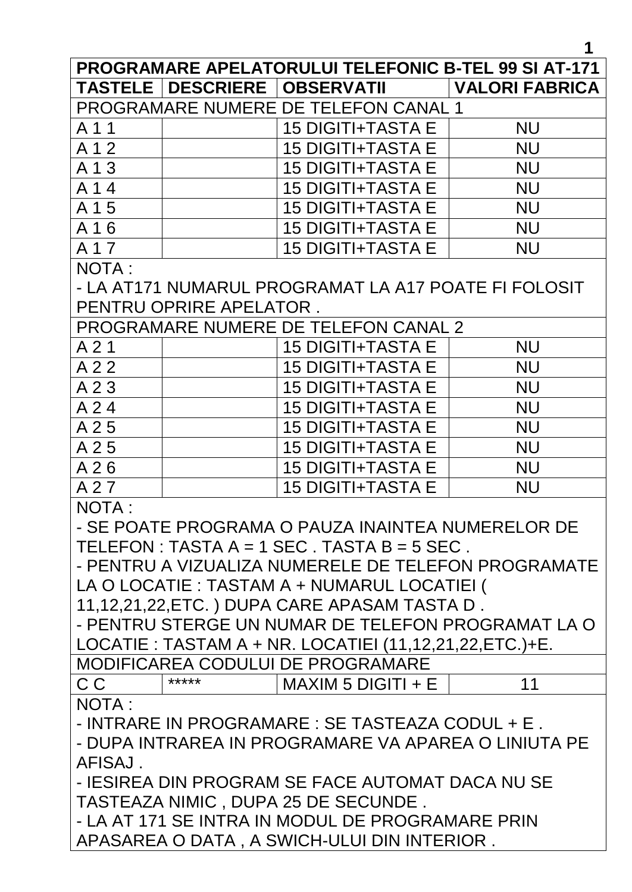| PROGRAMARE APELATORULUI TELEFONIC B-TEL 99 SI AT-171 | | | |
|---|---|---|---|
| **TASTELE** | **DESCRIERE** | **OBSERVATII** | **VALORI FABRICA** |
| PROGRAMARE NUMERE DE TELEFON CANAL 1 | | | |
| A 1 1 | | 15 DIGITI+TASTA E | NU |
| A 1 2 | | 15 DIGITI+TASTA E | NU |
| A 1 3 | | 15 DIGITI+TASTA E | NU |
| A 1 4 | | 15 DIGITI+TASTA E | NU |
| A 1 5 | | 15 DIGITI+TASTA E | NU |
| A 1 6 | | 15 DIGITI+TASTA E | NU |
| A 1 7 | | 15 DIGITI+TASTA E | NU |
| NOTA :<br>- LA AT171 NUMARUL PROGRAMAT LA A17 POATE FI FOLOSIT PENTRU OPRIRE APELATOR . | | | |
| PROGRAMARE NUMERE DE TELEFON CANAL 2 | | | |
| A 2 1 | | 15 DIGITI+TASTA E | NU |
| A 2 2 | | 15 DIGITI+TASTA E | NU |
| A 2 3 | | 15 DIGITI+TASTA E | NU |
| A 2 4 | | 15 DIGITI+TASTA E | NU |
| A 2 5 | | 15 DIGITI+TASTA E | NU |
| A 2 5 | | 15 DIGITI+TASTA E | NU |
| A 2 6 | | 15 DIGITI+TASTA E | NU |
| A 2 7 | | 15 DIGITI+TASTA E | NU |
| NOTA :<br>- SE POATE PROGRAMA O PAUZA INAINTEA NUMERELOR DE TELEFON : TASTA A = 1 SEC . TASTA B = 5 SEC .<br>- PENTRU A VIZUALIZA NUMERELE DE TELEFON PROGRAMATE LA O LOCATIE : TASTAM A + NUMARUL LOCATIEI ( 11,12,21,22,ETC. ) DUPA CARE APASAM TASTA D .<br>- PENTRU STERGE UN NUMAR DE TELEFON PROGRAMAT LA O LOCATIE : TASTAM A + NR. LOCATIEI (11,12,21,22,ETC.)+E. | | | |
| MODIFICAREA CODULUI DE PROGRAMARE | | | |
| C C | ***** | MAXIM 5 DIGITI + E | 11 |
| NOTA :<br>- INTRARE IN PROGRAMARE : SE TASTEAZA CODUL + E .<br>- DUPA INTRAREA IN PROGRAMARE VA APAREA O LINIUTA PE AFISAJ .<br>- IESIREA DIN PROGRAM SE FACE AUTOMAT DACA NU SE TASTEAZA NIMIC , DUPA 25 DE SECUNDE .<br>- LA AT 171 SE INTRA IN MODUL DE PROGRAMARE PRIN APASAREA O DATA , A SWICH-ULUI DIN INTERIOR . | | | |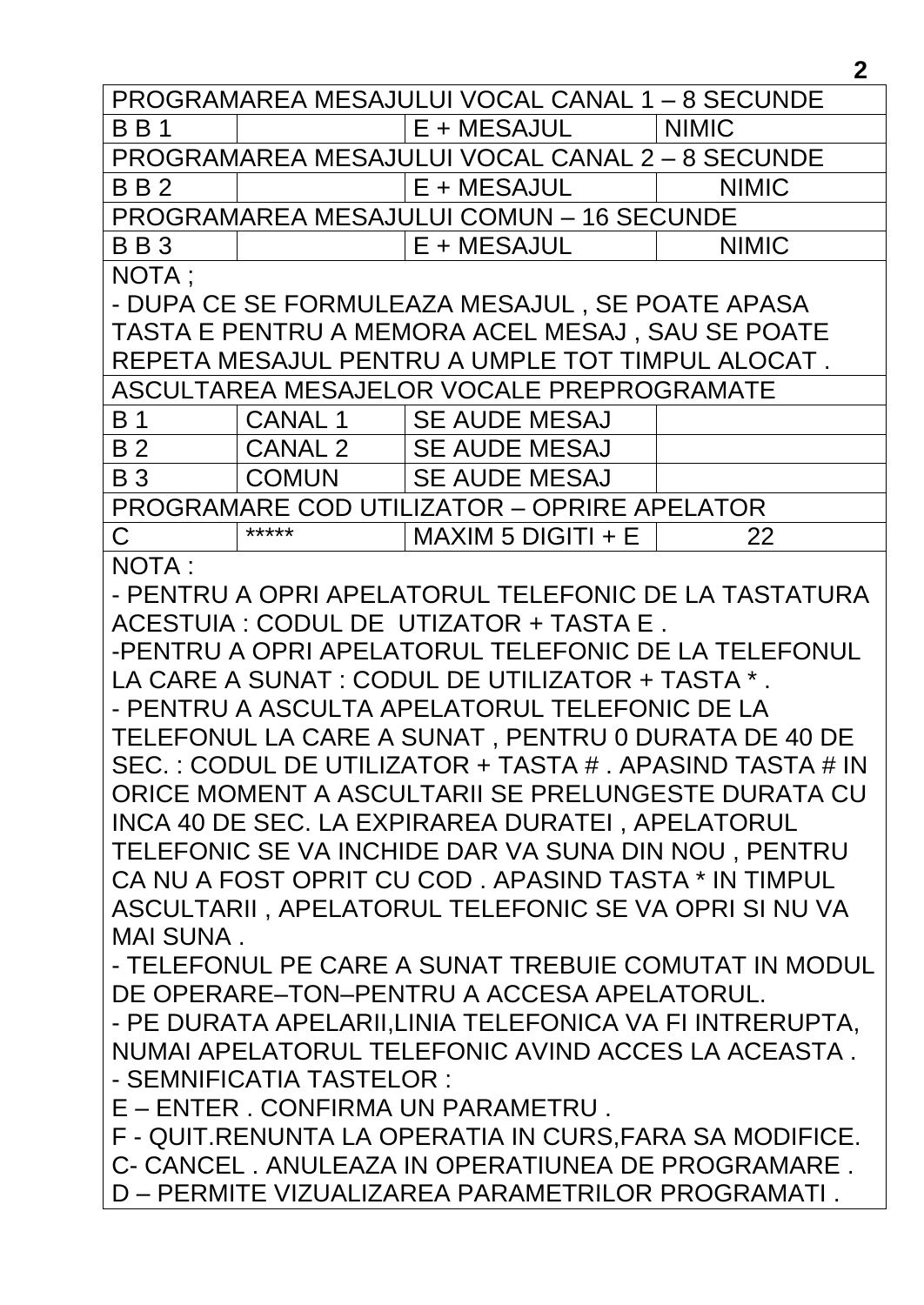| | | | |
|---|---|---|---|
| PROGRAMAREA MESAJULUI VOCAL CANAL 1 – 8 SECUNDE | | | |
| B B 1 | | E + MESAJUL | NIMIC |
| PROGRAMAREA MESAJULUI VOCAL CANAL 2 – 8 SECUNDE | | | |
| B B 2 | | E + MESAJUL | NIMIC |
| PROGRAMAREA MESAJULUI COMUN – 16 SECUNDE | | | |
| B B 3 | | E + MESAJUL | NIMIC |

NOTA ;

- DUPA CE SE FORMULEAZA MESAJUL , SE POATE APASA TASTA E PENTRU A MEMORA ACEL MESAJ , SAU SE POATE REPETA MESAJUL PENTRU A UMPLE TOT TIMPUL ALOCAT .

| | | | |
|---|---|---|---|
| ASCULTAREA MESAJELOR VOCALE PREPROGRAMATE | | | |
| B 1 | CANAL 1 | SE AUDE MESAJ | |
| B 2 | CANAL 2 | SE AUDE MESAJ | |
| B 3 | COMUN | SE AUDE MESAJ | |
| PROGRAMARE COD UTILIZATOR – OPRIRE APELATOR | | | |
| C | ***** | MAXIM 5 DIGITI + E | 22 |

NOTA :

- PENTRU A OPRI APELATORUL TELEFONIC DE LA TASTATURA ACESTUIA : CODUL DE UTIZATOR + TASTA E .
-PENTRU A OPRI APELATORUL TELEFONIC DE LA TELEFONUL LA CARE A SUNAT : CODUL DE UTILIZATOR + TASTA * .
- PENTRU A ASCULTA APELATORUL TELEFONIC DE LA TELEFONUL LA CARE A SUNAT , PENTRU 0 DURATA DE 40 DE SEC. : CODUL DE UTILIZATOR + TASTA # . APASIND TASTA # IN ORICE MOMENT A ASCULTARII SE PRELUNGESTE DURATA CU INCA 40 DE SEC. LA EXPIRAREA DURATEI , APELATORUL TELEFONIC SE VA INCHIDE DAR VA SUNA DIN NOU , PENTRU CA NU A FOST OPRIT CU COD . APASIND TASTA * IN TIMPUL ASCULTARII , APELATORUL TELEFONIC SE VA OPRI SI NU VA MAI SUNA .
- TELEFONUL PE CARE A SUNAT TREBUIE COMUTAT IN MODUL DE OPERARE–TON–PENTRU A ACCESA APELATORUL.
- PE DURATA APELARII,LINIA TELEFONICA VA FI INTRERUPTA, NUMAI APELATORUL TELEFONIC AVIND ACCES LA ACEASTA .
- SEMNIFICATIA TASTELOR :

E – ENTER . CONFIRMA UN PARAMETRU .
F - QUIT.RENUNTA LA OPERATIA IN CURS,FARA SA MODIFICE.
C- CANCEL . ANULEAZA IN OPERATIUNEA DE PROGRAMARE .
D – PERMITE VIZUALIZAREA PARAMETRILOR PROGRAMATI .